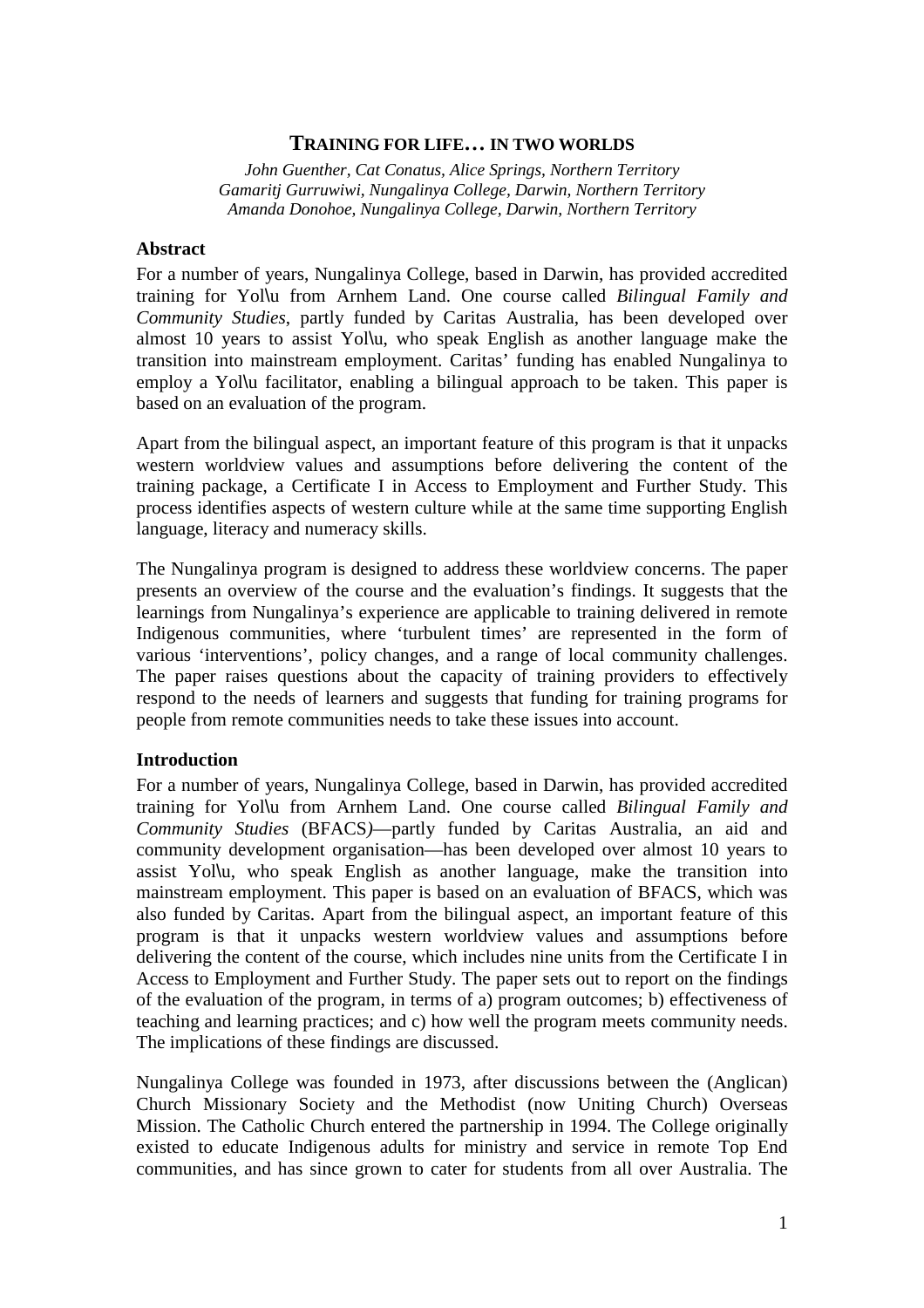# TRAINING FOR LIFE… IN TWO WORLDS

*John Guenther, Cat Conatus, Alice Springs, Northern Territory*
*Gamaritj Gurruwiwi, Nungalinya College, Darwin, Northern Territory*
*Amanda Donohoe, Nungalinya College, Darwin, Northern Territory*

## Abstract

For a number of years, Nungalinya College, based in Darwin, has provided accredited training for Yol\u from Arnhem Land. One course called *Bilingual Family and Community Studies*, partly funded by Caritas Australia, has been developed over almost 10 years to assist Yol\u, who speak English as another language make the transition into mainstream employment. Caritas' funding has enabled Nungalinya to employ a Yol\u facilitator, enabling a bilingual approach to be taken. This paper is based on an evaluation of the program.

Apart from the bilingual aspect, an important feature of this program is that it unpacks western worldview values and assumptions before delivering the content of the training package, a Certificate I in Access to Employment and Further Study. This process identifies aspects of western culture while at the same time supporting English language, literacy and numeracy skills.

The Nungalinya program is designed to address these worldview concerns. The paper presents an overview of the course and the evaluation's findings. It suggests that the learnings from Nungalinya's experience are applicable to training delivered in remote Indigenous communities, where 'turbulent times' are represented in the form of various 'interventions', policy changes, and a range of local community challenges. The paper raises questions about the capacity of training providers to effectively respond to the needs of learners and suggests that funding for training programs for people from remote communities needs to take these issues into account.

## Introduction

For a number of years, Nungalinya College, based in Darwin, has provided accredited training for Yol\u from Arnhem Land. One course called *Bilingual Family and Community Studies* (BFACS)—partly funded by Caritas Australia, an aid and community development organisation—has been developed over almost 10 years to assist Yol\u, who speak English as another language, make the transition into mainstream employment. This paper is based on an evaluation of BFACS, which was also funded by Caritas. Apart from the bilingual aspect, an important feature of this program is that it unpacks western worldview values and assumptions before delivering the content of the course, which includes nine units from the Certificate I in Access to Employment and Further Study. The paper sets out to report on the findings of the evaluation of the program, in terms of a) program outcomes; b) effectiveness of teaching and learning practices; and c) how well the program meets community needs. The implications of these findings are discussed.

Nungalinya College was founded in 1973, after discussions between the (Anglican) Church Missionary Society and the Methodist (now Uniting Church) Overseas Mission. The Catholic Church entered the partnership in 1994. The College originally existed to educate Indigenous adults for ministry and service in remote Top End communities, and has since grown to cater for students from all over Australia. The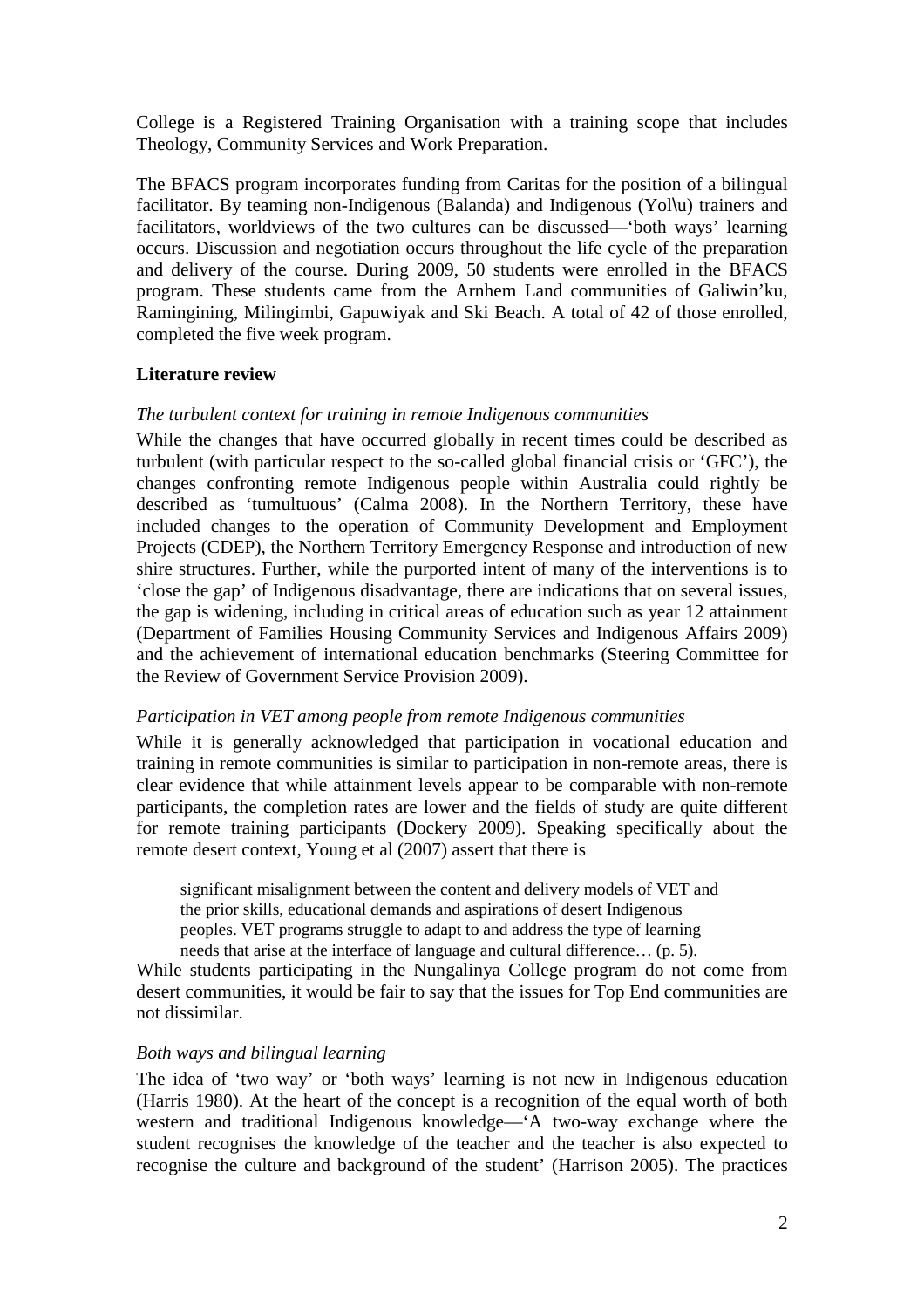College is a Registered Training Organisation with a training scope that includes Theology, Community Services and Work Preparation.

The BFACS program incorporates funding from Caritas for the position of a bilingual facilitator. By teaming non-Indigenous (Balanda) and Indigenous (Yol\u) trainers and facilitators, worldviews of the two cultures can be discussed—'both ways' learning occurs. Discussion and negotiation occurs throughout the life cycle of the preparation and delivery of the course. During 2009, 50 students were enrolled in the BFACS program. These students came from the Arnhem Land communities of Galiwin'ku, Ramingining, Milingimbi, Gapuwiyak and Ski Beach. A total of 42 of those enrolled, completed the five week program.

## Literature review

### *The turbulent context for training in remote Indigenous communities*

While the changes that have occurred globally in recent times could be described as turbulent (with particular respect to the so-called global financial crisis or 'GFC'), the changes confronting remote Indigenous people within Australia could rightly be described as 'tumultuous' (Calma 2008). In the Northern Territory, these have included changes to the operation of Community Development and Employment Projects (CDEP), the Northern Territory Emergency Response and introduction of new shire structures. Further, while the purported intent of many of the interventions is to 'close the gap' of Indigenous disadvantage, there are indications that on several issues, the gap is widening, including in critical areas of education such as year 12 attainment (Department of Families Housing Community Services and Indigenous Affairs 2009) and the achievement of international education benchmarks (Steering Committee for the Review of Government Service Provision 2009).

### *Participation in VET among people from remote Indigenous communities*

While it is generally acknowledged that participation in vocational education and training in remote communities is similar to participation in non-remote areas, there is clear evidence that while attainment levels appear to be comparable with non-remote participants, the completion rates are lower and the fields of study are quite different for remote training participants (Dockery 2009). Speaking specifically about the remote desert context, Young et al (2007) assert that there is

> significant misalignment between the content and delivery models of VET and the prior skills, educational demands and aspirations of desert Indigenous peoples. VET programs struggle to adapt to and address the type of learning needs that arise at the interface of language and cultural difference… (p. 5).

While students participating in the Nungalinya College program do not come from desert communities, it would be fair to say that the issues for Top End communities are not dissimilar.

### *Both ways and bilingual learning*

The idea of 'two way' or 'both ways' learning is not new in Indigenous education (Harris 1980). At the heart of the concept is a recognition of the equal worth of both western and traditional Indigenous knowledge—'A two-way exchange where the student recognises the knowledge of the teacher and the teacher is also expected to recognise the culture and background of the student' (Harrison 2005). The practices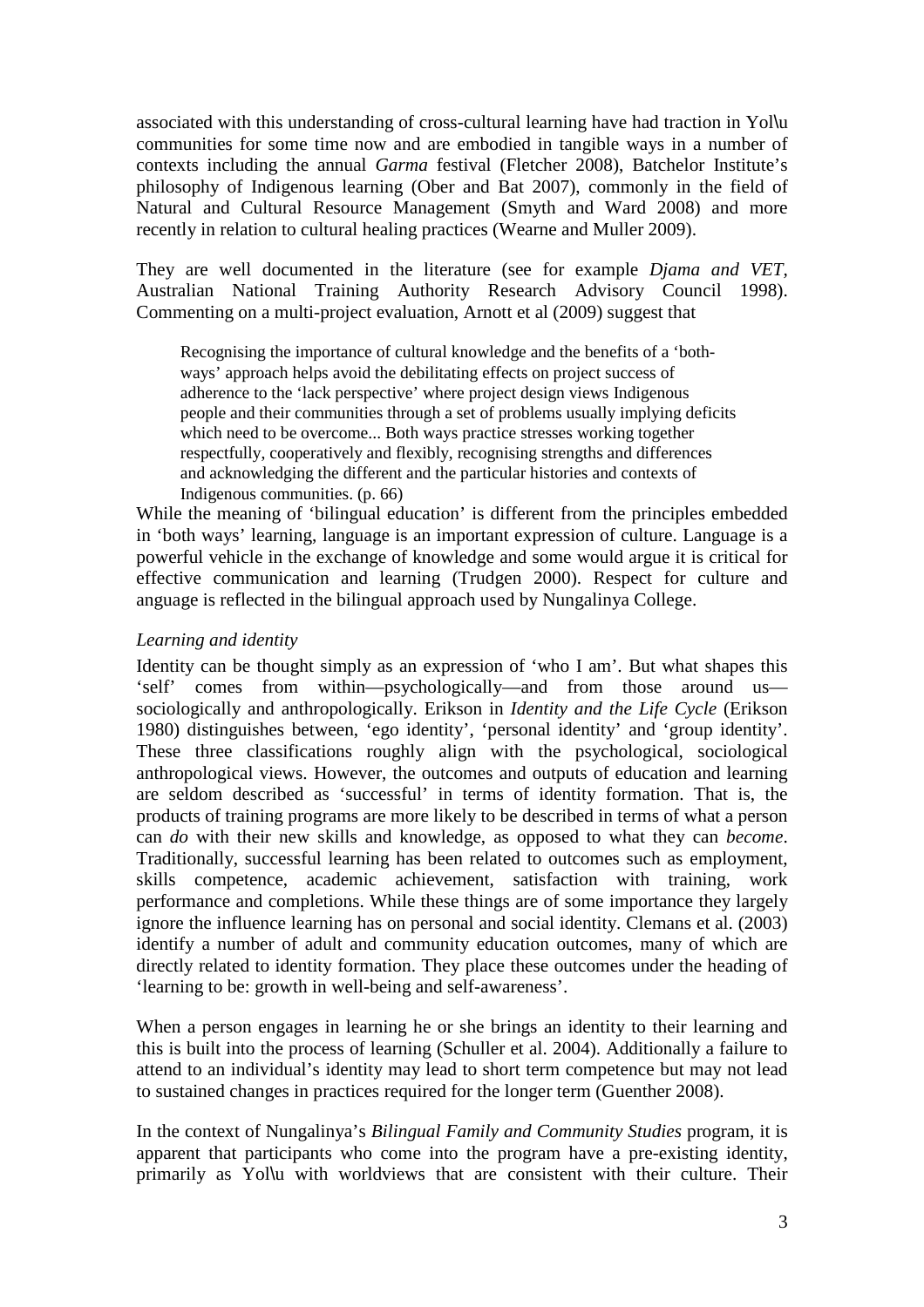associated with this understanding of cross-cultural learning have had traction in Yol\u communities for some time now and are embodied in tangible ways in a number of contexts including the annual *Garma* festival (Fletcher 2008), Batchelor Institute's philosophy of Indigenous learning (Ober and Bat 2007), commonly in the field of Natural and Cultural Resource Management (Smyth and Ward 2008) and more recently in relation to cultural healing practices (Wearne and Muller 2009).

They are well documented in the literature (see for example *Djama and VET*, Australian National Training Authority Research Advisory Council 1998). Commenting on a multi-project evaluation, Arnott et al (2009) suggest that

> Recognising the importance of cultural knowledge and the benefits of a 'both-ways' approach helps avoid the debilitating effects on project success of adherence to the 'lack perspective' where project design views Indigenous people and their communities through a set of problems usually implying deficits which need to be overcome... Both ways practice stresses working together respectfully, cooperatively and flexibly, recognising strengths and differences and acknowledging the different and the particular histories and contexts of Indigenous communities. (p. 66)

While the meaning of 'bilingual education' is different from the principles embedded in 'both ways' learning, language is an important expression of culture. Language is a powerful vehicle in the exchange of knowledge and some would argue it is critical for effective communication and learning (Trudgen 2000). Respect for culture and anguage is reflected in the bilingual approach used by Nungalinya College.

### *Learning and identity*

Identity can be thought simply as an expression of 'who I am'. But what shapes this 'self' comes from within—psychologically—and from those around us—sociologically and anthropologically. Erikson in *Identity and the Life Cycle* (Erikson 1980) distinguishes between, 'ego identity', 'personal identity' and 'group identity'. These three classifications roughly align with the psychological, sociological anthropological views. However, the outcomes and outputs of education and learning are seldom described as 'successful' in terms of identity formation. That is, the products of training programs are more likely to be described in terms of what a person can *do* with their new skills and knowledge, as opposed to what they can *become*. Traditionally, successful learning has been related to outcomes such as employment, skills competence, academic achievement, satisfaction with training, work performance and completions. While these things are of some importance they largely ignore the influence learning has on personal and social identity. Clemans et al. (2003) identify a number of adult and community education outcomes, many of which are directly related to identity formation. They place these outcomes under the heading of 'learning to be: growth in well-being and self-awareness'.

When a person engages in learning he or she brings an identity to their learning and this is built into the process of learning (Schuller et al. 2004). Additionally a failure to attend to an individual's identity may lead to short term competence but may not lead to sustained changes in practices required for the longer term (Guenther 2008).

In the context of Nungalinya's *Bilingual Family and Community Studies* program, it is apparent that participants who come into the program have a pre-existing identity, primarily as Yol\u with worldviews that are consistent with their culture. Their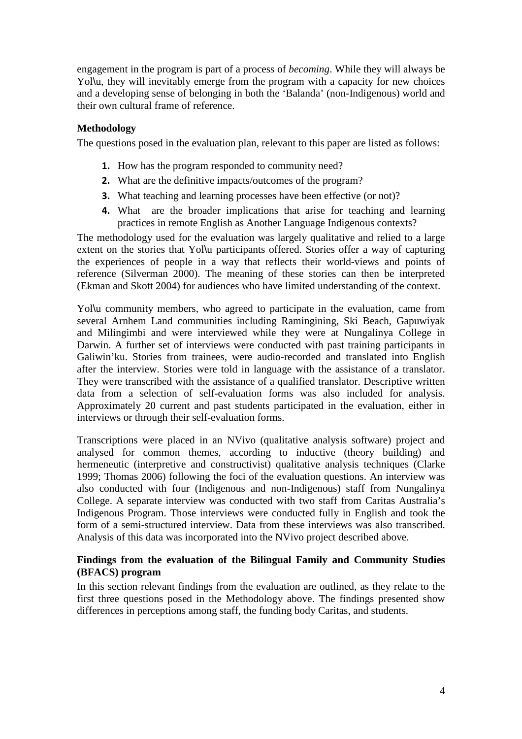engagement in the program is part of a process of *becoming*. While they will always be Yol\u, they will inevitably emerge from the program with a capacity for new choices and a developing sense of belonging in both the 'Balanda' (non-Indigenous) world and their own cultural frame of reference.

**Methodology**

The questions posed in the evaluation plan, relevant to this paper are listed as follows:

1. How has the program responded to community need?
2. What are the definitive impacts/outcomes of the program?
3. What teaching and learning processes have been effective (or not)?
4. What are the broader implications that arise for teaching and learning practices in remote English as Another Language Indigenous contexts?

The methodology used for the evaluation was largely qualitative and relied to a large extent on the stories that Yol\u participants offered. Stories offer a way of capturing the experiences of people in a way that reflects their world-views and points of reference (Silverman 2000). The meaning of these stories can then be interpreted (Ekman and Skott 2004) for audiences who have limited understanding of the context.

Yol\u community members, who agreed to participate in the evaluation, came from several Arnhem Land communities including Ramingining, Ski Beach, Gapuwiyak and Milingimbi and were interviewed while they were at Nungalinya College in Darwin. A further set of interviews were conducted with past training participants in Galiwin'ku. Stories from trainees, were audio-recorded and translated into English after the interview. Stories were told in language with the assistance of a translator. They were transcribed with the assistance of a qualified translator. Descriptive written data from a selection of self-evaluation forms was also included for analysis. Approximately 20 current and past students participated in the evaluation, either in interviews or through their self-evaluation forms.

Transcriptions were placed in an NVivo (qualitative analysis software) project and analysed for common themes, according to inductive (theory building) and hermeneutic (interpretive and constructivist) qualitative analysis techniques (Clarke 1999; Thomas 2006) following the foci of the evaluation questions. An interview was also conducted with four (Indigenous and non-Indigenous) staff from Nungalinya College. A separate interview was conducted with two staff from Caritas Australia's Indigenous Program. Those interviews were conducted fully in English and took the form of a semi-structured interview. Data from these interviews was also transcribed. Analysis of this data was incorporated into the NVivo project described above.

**Findings from the evaluation of the Bilingual Family and Community Studies (BFACS) program**

In this section relevant findings from the evaluation are outlined, as they relate to the first three questions posed in the Methodology above. The findings presented show differences in perceptions among staff, the funding body Caritas, and students.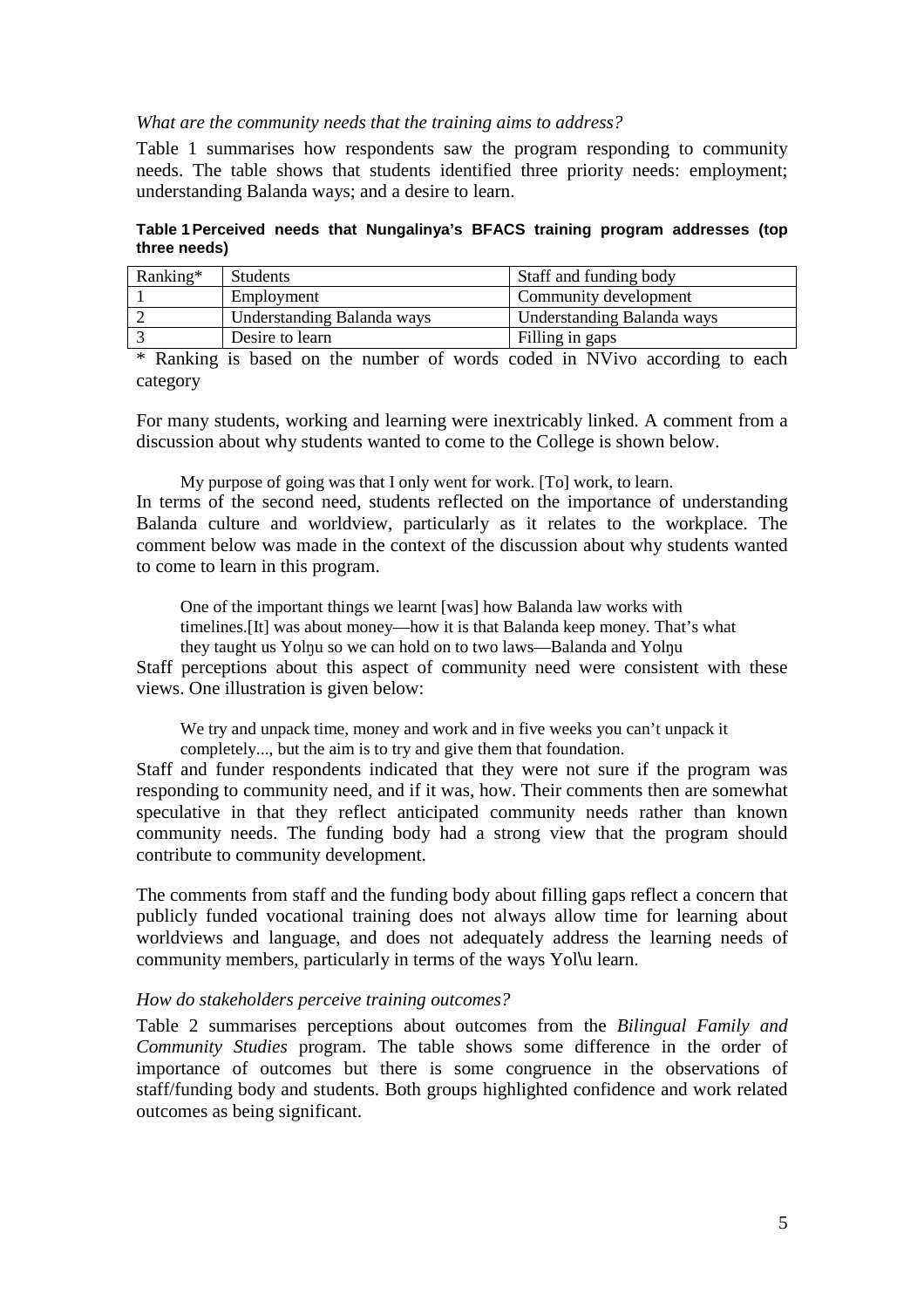*What are the community needs that the training aims to address?*

Table 1 summarises how respondents saw the program responding to community needs. The table shows that students identified three priority needs: employment; understanding Balanda ways; and a desire to learn.

**Table 1 Perceived needs that Nungalinya's BFACS training program addresses (top three needs)**

| Ranking* | Students | Staff and funding body |
|---|---|---|
| 1 | Employment | Community development |
| 2 | Understanding Balanda ways | Understanding Balanda ways |
| 3 | Desire to learn | Filling in gaps |

\* Ranking is based on the number of words coded in NVivo according to each category

For many students, working and learning were inextricably linked. A comment from a discussion about why students wanted to come to the College is shown below.

> My purpose of going was that I only went for work. [To] work, to learn.

In terms of the second need, students reflected on the importance of understanding Balanda culture and worldview, particularly as it relates to the workplace. The comment below was made in the context of the discussion about why students wanted to come to learn in this program.

> One of the important things we learnt [was] how Balanda law works with timelines.[It] was about money—how it is that Balanda keep money. That's what they taught us Yolŋu so we can hold on to two laws—Balanda and Yolŋu

Staff perceptions about this aspect of community need were consistent with these views. One illustration is given below:

> We try and unpack time, money and work and in five weeks you can't unpack it completely..., but the aim is to try and give them that foundation.

Staff and funder respondents indicated that they were not sure if the program was responding to community need, and if it was, how. Their comments then are somewhat speculative in that they reflect anticipated community needs rather than known community needs. The funding body had a strong view that the program should contribute to community development.

The comments from staff and the funding body about filling gaps reflect a concern that publicly funded vocational training does not always allow time for learning about worldviews and language, and does not adequately address the learning needs of community members, particularly in terms of the ways Yol\u learn.

*How do stakeholders perceive training outcomes?*

Table 2 summarises perceptions about outcomes from the *Bilingual Family and Community Studies* program. The table shows some difference in the order of importance of outcomes but there is some congruence in the observations of staff/funding body and students. Both groups highlighted confidence and work related outcomes as being significant.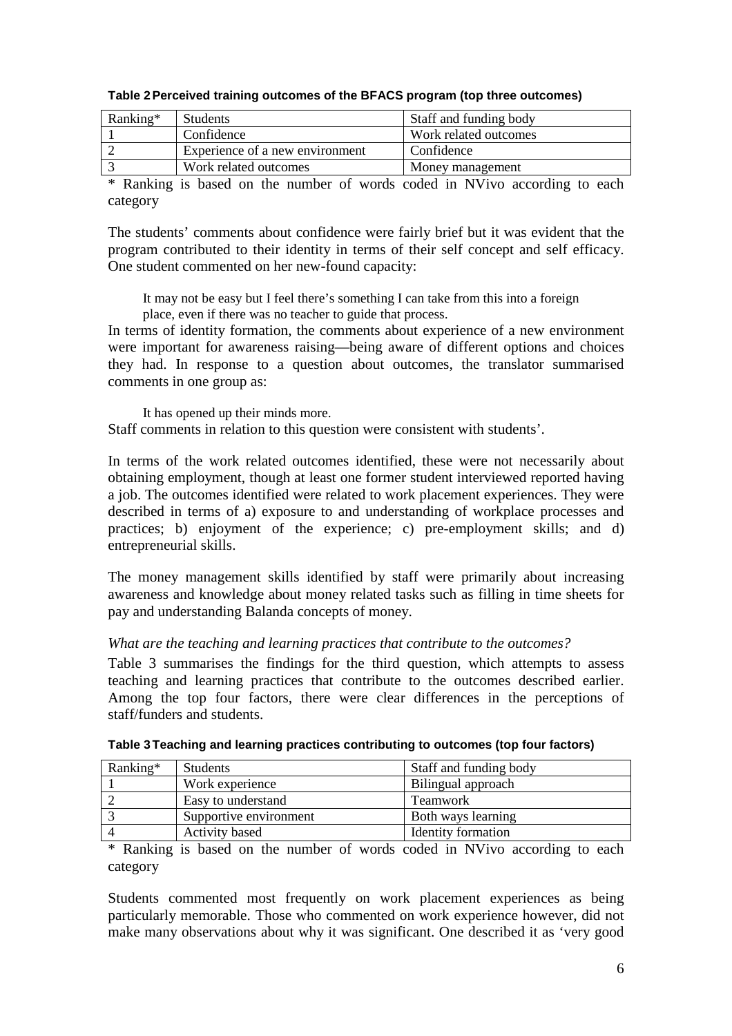**Table 2 Perceived training outcomes of the BFACS program (top three outcomes)**

| Ranking* | Students | Staff and funding body |
| --- | --- | --- |
| 1 | Confidence | Work related outcomes |
| 2 | Experience of a new environment | Confidence |
| 3 | Work related outcomes | Money management |

* Ranking is based on the number of words coded in NVivo according to each category

The students' comments about confidence were fairly brief but it was evident that the program contributed to their identity in terms of their self concept and self efficacy. One student commented on her new-found capacity:

> It may not be easy but I feel there's something I can take from this into a foreign place, even if there was no teacher to guide that process.

In terms of identity formation, the comments about experience of a new environment were important for awareness raising—being aware of different options and choices they had. In response to a question about outcomes, the translator summarised comments in one group as:

> It has opened up their minds more.

Staff comments in relation to this question were consistent with students'.

In terms of the work related outcomes identified, these were not necessarily about obtaining employment, though at least one former student interviewed reported having a job. The outcomes identified were related to work placement experiences. They were described in terms of a) exposure to and understanding of workplace processes and practices; b) enjoyment of the experience; c) pre-employment skills; and d) entrepreneurial skills.

The money management skills identified by staff were primarily about increasing awareness and knowledge about money related tasks such as filling in time sheets for pay and understanding Balanda concepts of money.

*What are the teaching and learning practices that contribute to the outcomes?*

Table 3 summarises the findings for the third question, which attempts to assess teaching and learning practices that contribute to the outcomes described earlier. Among the top four factors, there were clear differences in the perceptions of staff/funders and students.

**Table 3 Teaching and learning practices contributing to outcomes (top four factors)**

| Ranking* | Students | Staff and funding body |
| --- | --- | --- |
| 1 | Work experience | Bilingual approach |
| 2 | Easy to understand | Teamwork |
| 3 | Supportive environment | Both ways learning |
| 4 | Activity based | Identity formation |

* Ranking is based on the number of words coded in NVivo according to each category

Students commented most frequently on work placement experiences as being particularly memorable. Those who commented on work experience however, did not make many observations about why it was significant. One described it as 'very good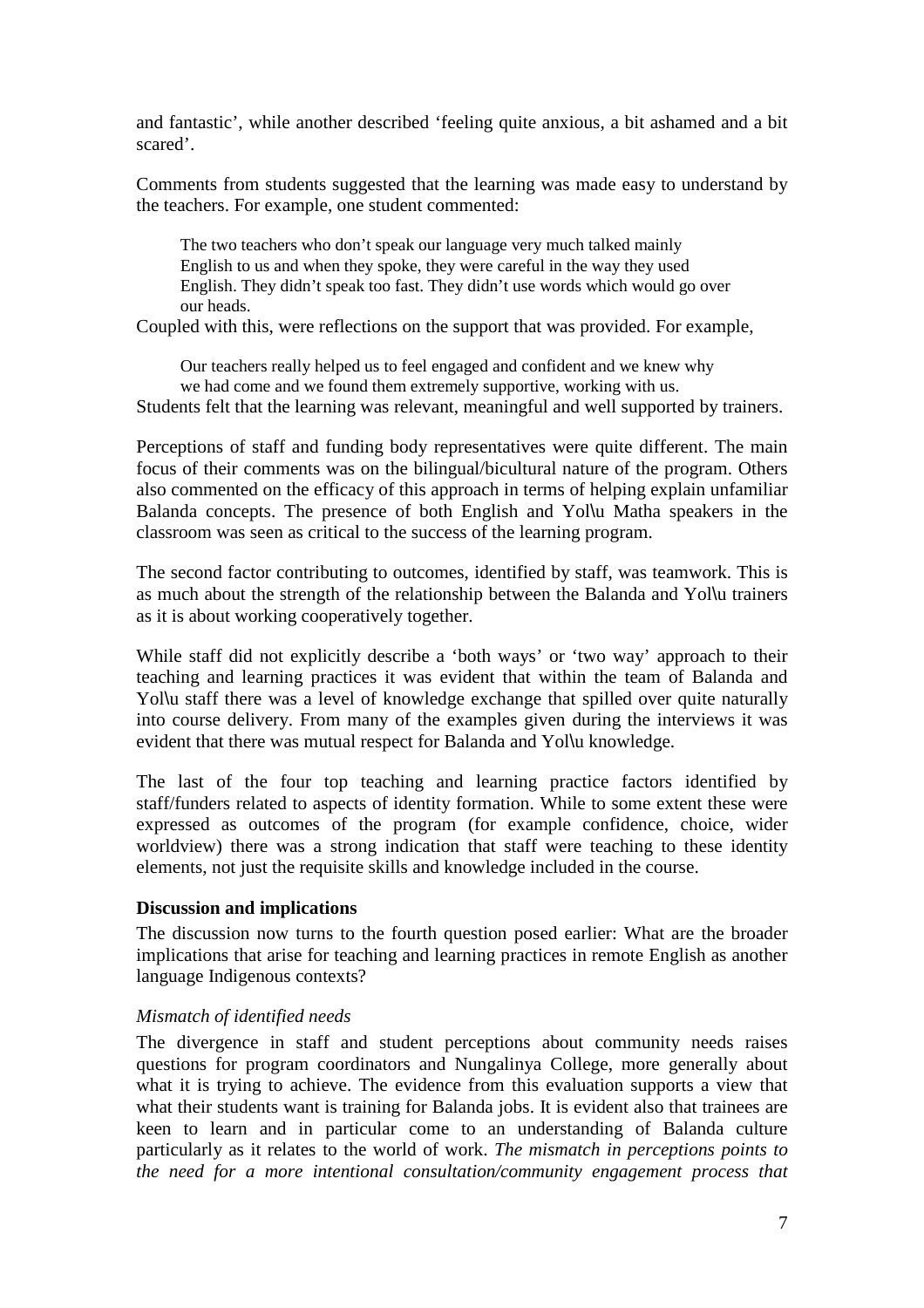and fantastic', while another described 'feeling quite anxious, a bit ashamed and a bit scared'.

Comments from students suggested that the learning was made easy to understand by the teachers. For example, one student commented:

> The two teachers who don't speak our language very much talked mainly English to us and when they spoke, they were careful in the way they used English. They didn't speak too fast. They didn't use words which would go over our heads.

Coupled with this, were reflections on the support that was provided. For example,

> Our teachers really helped us to feel engaged and confident and we knew why we had come and we found them extremely supportive, working with us.

Students felt that the learning was relevant, meaningful and well supported by trainers.

Perceptions of staff and funding body representatives were quite different. The main focus of their comments was on the bilingual/bicultural nature of the program. Others also commented on the efficacy of this approach in terms of helping explain unfamiliar Balanda concepts. The presence of both English and Yol\u Matha speakers in the classroom was seen as critical to the success of the learning program.

The second factor contributing to outcomes, identified by staff, was teamwork. This is as much about the strength of the relationship between the Balanda and Yol\u trainers as it is about working cooperatively together.

While staff did not explicitly describe a 'both ways' or 'two way' approach to their teaching and learning practices it was evident that within the team of Balanda and Yol\u staff there was a level of knowledge exchange that spilled over quite naturally into course delivery. From many of the examples given during the interviews it was evident that there was mutual respect for Balanda and Yol\u knowledge.

The last of the four top teaching and learning practice factors identified by staff/funders related to aspects of identity formation. While to some extent these were expressed as outcomes of the program (for example confidence, choice, wider worldview) there was a strong indication that staff were teaching to these identity elements, not just the requisite skills and knowledge included in the course.

**Discussion and implications**

The discussion now turns to the fourth question posed earlier: What are the broader implications that arise for teaching and learning practices in remote English as another language Indigenous contexts?

*Mismatch of identified needs*

The divergence in staff and student perceptions about community needs raises questions for program coordinators and Nungalinya College, more generally about what it is trying to achieve. The evidence from this evaluation supports a view that what their students want is training for Balanda jobs. It is evident also that trainees are keen to learn and in particular come to an understanding of Balanda culture particularly as it relates to the world of work. *The mismatch in perceptions points to the need for a more intentional consultation/community engagement process that*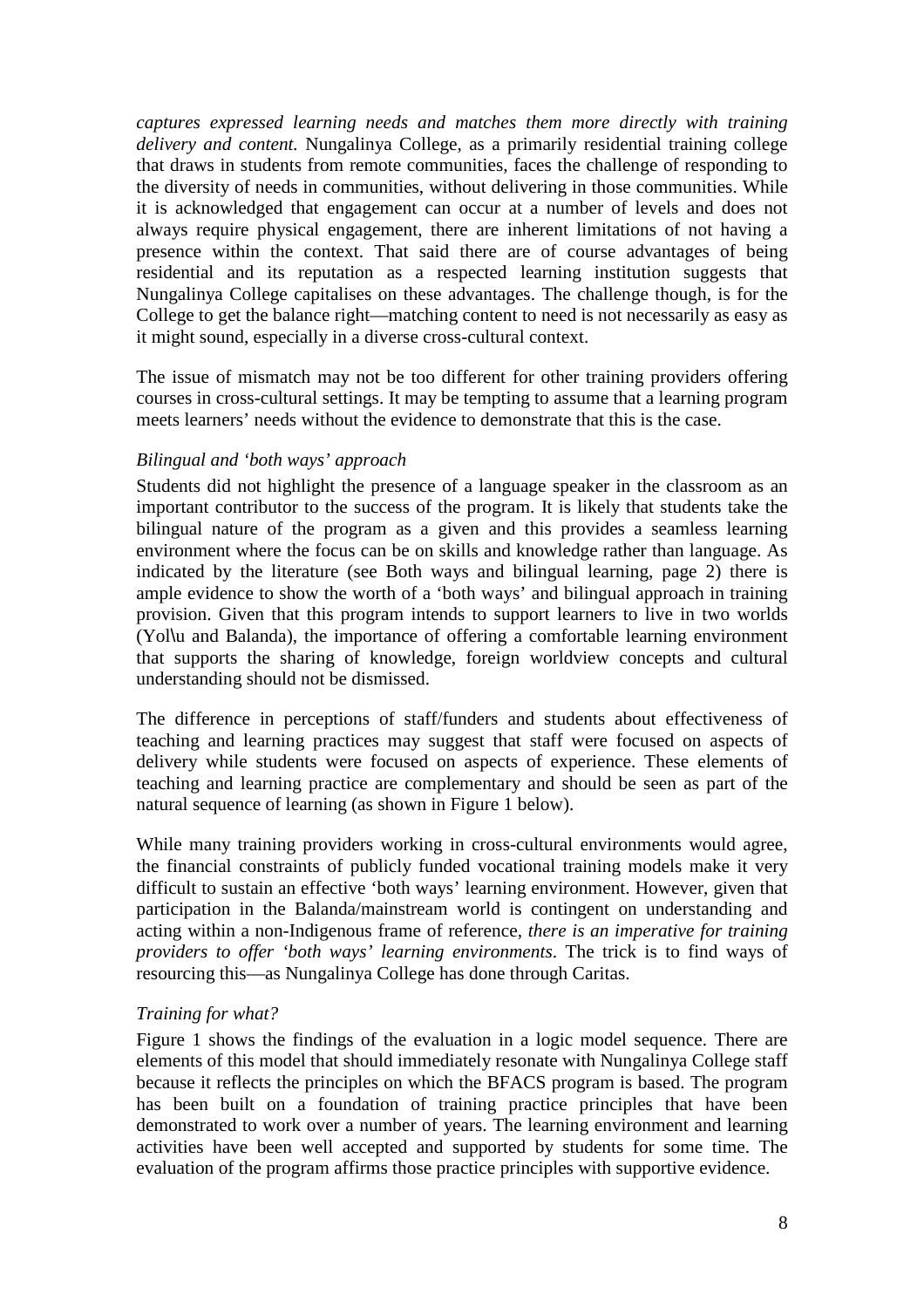*captures expressed learning needs and matches them more directly with training delivery and content.* Nungalinya College, as a primarily residential training college that draws in students from remote communities, faces the challenge of responding to the diversity of needs in communities, without delivering in those communities. While it is acknowledged that engagement can occur at a number of levels and does not always require physical engagement, there are inherent limitations of not having a presence within the context. That said there are of course advantages of being residential and its reputation as a respected learning institution suggests that Nungalinya College capitalises on these advantages. The challenge though, is for the College to get the balance right—matching content to need is not necessarily as easy as it might sound, especially in a diverse cross-cultural context.

The issue of mismatch may not be too different for other training providers offering courses in cross-cultural settings. It may be tempting to assume that a learning program meets learners' needs without the evidence to demonstrate that this is the case.

### *Bilingual and 'both ways' approach*

Students did not highlight the presence of a language speaker in the classroom as an important contributor to the success of the program. It is likely that students take the bilingual nature of the program as a given and this provides a seamless learning environment where the focus can be on skills and knowledge rather than language. As indicated by the literature (see Both ways and bilingual learning, page 2) there is ample evidence to show the worth of a 'both ways' and bilingual approach in training provision. Given that this program intends to support learners to live in two worlds (Yol\u and Balanda), the importance of offering a comfortable learning environment that supports the sharing of knowledge, foreign worldview concepts and cultural understanding should not be dismissed.

The difference in perceptions of staff/funders and students about effectiveness of teaching and learning practices may suggest that staff were focused on aspects of delivery while students were focused on aspects of experience. These elements of teaching and learning practice are complementary and should be seen as part of the natural sequence of learning (as shown in Figure 1 below).

While many training providers working in cross-cultural environments would agree, the financial constraints of publicly funded vocational training models make it very difficult to sustain an effective 'both ways' learning environment. However, given that participation in the Balanda/mainstream world is contingent on understanding and acting within a non-Indigenous frame of reference, *there is an imperative for training providers to offer 'both ways' learning environments*. The trick is to find ways of resourcing this—as Nungalinya College has done through Caritas.

### *Training for what?*

Figure 1 shows the findings of the evaluation in a logic model sequence. There are elements of this model that should immediately resonate with Nungalinya College staff because it reflects the principles on which the BFACS program is based. The program has been built on a foundation of training practice principles that have been demonstrated to work over a number of years. The learning environment and learning activities have been well accepted and supported by students for some time. The evaluation of the program affirms those practice principles with supportive evidence.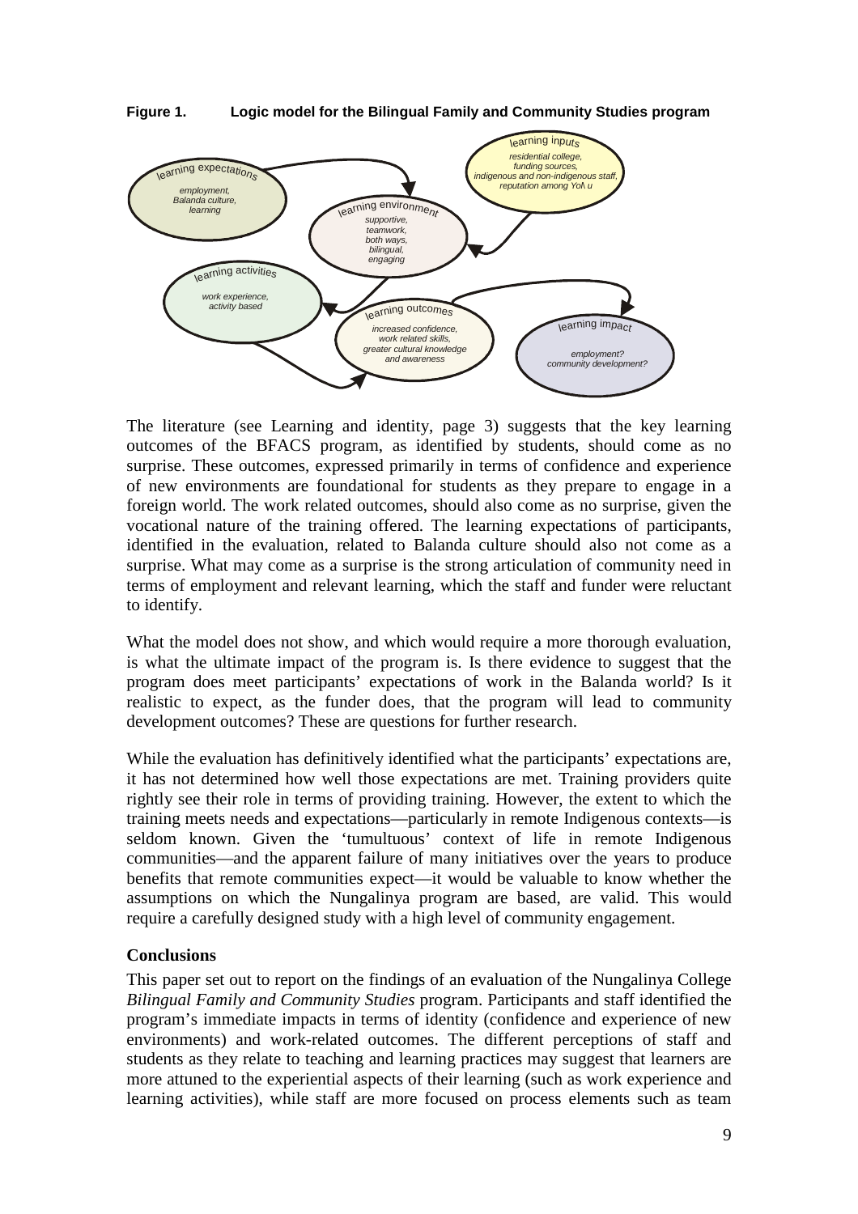**Figure 1. Logic model for the Bilingual Family and Community Studies program**

learning expectations: *employment, Balanda culture, learning*

learning inputs: *residential college, funding sources, indigenous and non-indigenous staff, reputation among Yolŋu*

learning environment: *supportive, teamwork, both ways, bilingual, engaging*

learning activities: *work experience, activity based*

learning outcomes: *increased confidence, work related skills, greater cultural knowledge and awareness*

learning impact: *employment? community development?*

The literature (see Learning and identity, page 3) suggests that the key learning outcomes of the BFACS program, as identified by students, should come as no surprise. These outcomes, expressed primarily in terms of confidence and experience of new environments are foundational for students as they prepare to engage in a foreign world. The work related outcomes, should also come as no surprise, given the vocational nature of the training offered. The learning expectations of participants, identified in the evaluation, related to Balanda culture should also not come as a surprise. What may come as a surprise is the strong articulation of community need in terms of employment and relevant learning, which the staff and funder were reluctant to identify.

What the model does not show, and which would require a more thorough evaluation, is what the ultimate impact of the program is. Is there evidence to suggest that the program does meet participants' expectations of work in the Balanda world? Is it realistic to expect, as the funder does, that the program will lead to community development outcomes? These are questions for further research.

While the evaluation has definitively identified what the participants' expectations are, it has not determined how well those expectations are met. Training providers quite rightly see their role in terms of providing training. However, the extent to which the training meets needs and expectations—particularly in remote Indigenous contexts—is seldom known. Given the 'tumultuous' context of life in remote Indigenous communities—and the apparent failure of many initiatives over the years to produce benefits that remote communities expect—it would be valuable to know whether the assumptions on which the Nungalinya program are based, are valid. This would require a carefully designed study with a high level of community engagement.

## Conclusions

This paper set out to report on the findings of an evaluation of the Nungalinya College *Bilingual Family and Community Studies* program. Participants and staff identified the program's immediate impacts in terms of identity (confidence and experience of new environments) and work-related outcomes. The different perceptions of staff and students as they relate to teaching and learning practices may suggest that learners are more attuned to the experiential aspects of their learning (such as work experience and learning activities), while staff are more focused on process elements such as team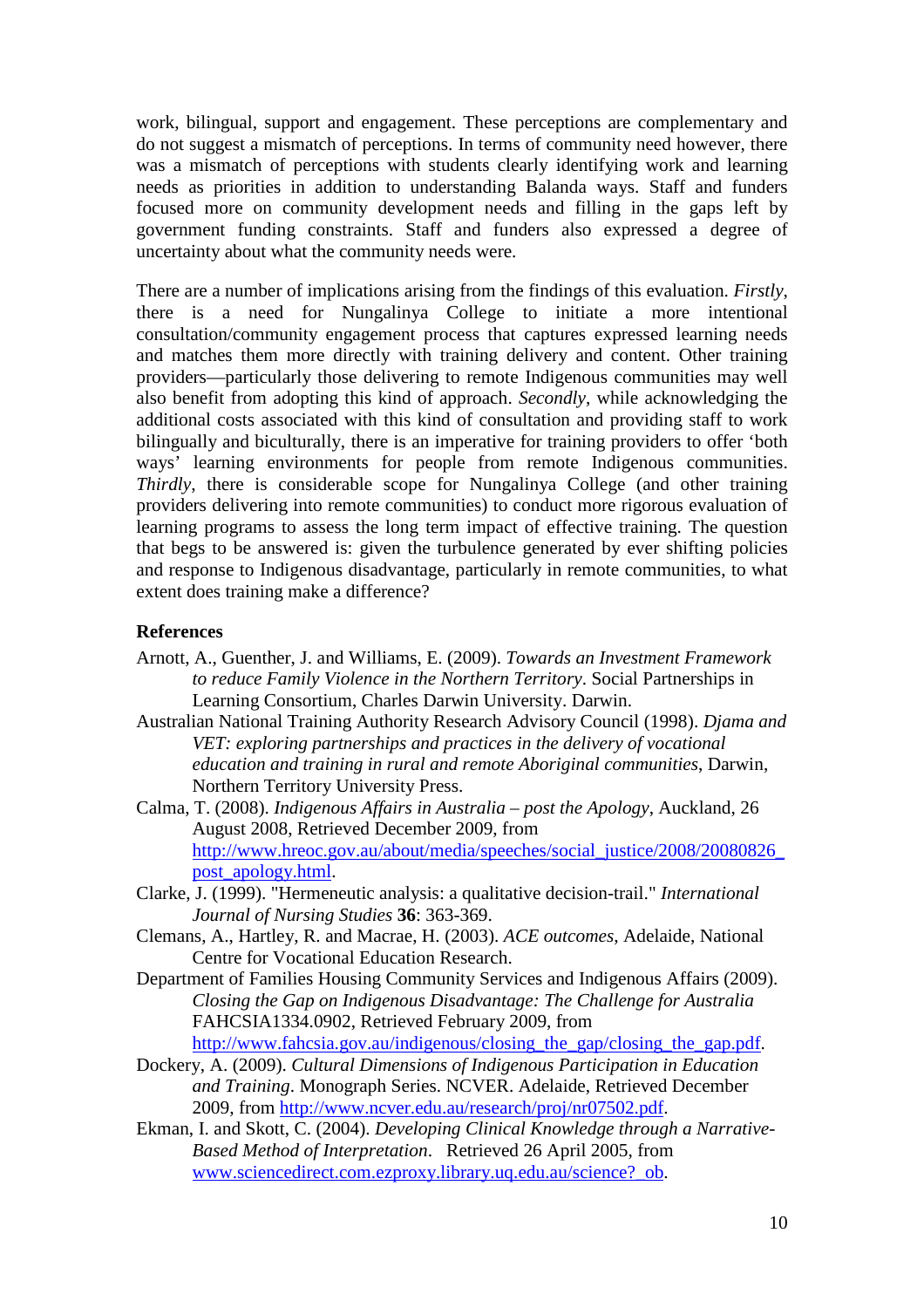work, bilingual, support and engagement. These perceptions are complementary and do not suggest a mismatch of perceptions. In terms of community need however, there was a mismatch of perceptions with students clearly identifying work and learning needs as priorities in addition to understanding Balanda ways. Staff and funders focused more on community development needs and filling in the gaps left by government funding constraints. Staff and funders also expressed a degree of uncertainty about what the community needs were.

There are a number of implications arising from the findings of this evaluation. *Firstly*, there is a need for Nungalinya College to initiate a more intentional consultation/community engagement process that captures expressed learning needs and matches them more directly with training delivery and content. Other training providers—particularly those delivering to remote Indigenous communities may well also benefit from adopting this kind of approach. *Secondly*, while acknowledging the additional costs associated with this kind of consultation and providing staff to work bilingually and biculturally, there is an imperative for training providers to offer 'both ways' learning environments for people from remote Indigenous communities. *Thirdly*, there is considerable scope for Nungalinya College (and other training providers delivering into remote communities) to conduct more rigorous evaluation of learning programs to assess the long term impact of effective training. The question that begs to be answered is: given the turbulence generated by ever shifting policies and response to Indigenous disadvantage, particularly in remote communities, to what extent does training make a difference?

**References**

Arnott, A., Guenther, J. and Williams, E. (2009). *Towards an Investment Framework to reduce Family Violence in the Northern Territory*. Social Partnerships in Learning Consortium, Charles Darwin University. Darwin.

Australian National Training Authority Research Advisory Council (1998). *Djama and VET: exploring partnerships and practices in the delivery of vocational education and training in rural and remote Aboriginal communities*, Darwin, Northern Territory University Press.

Calma, T. (2008). *Indigenous Affairs in Australia – post the Apology*, Auckland, 26 August 2008, Retrieved December 2009, from http://www.hreoc.gov.au/about/media/speeches/social_justice/2008/20080826_post_apology.html.

Clarke, J. (1999). "Hermeneutic analysis: a qualitative decision-trail." *International Journal of Nursing Studies* **36**: 363-369.

Clemans, A., Hartley, R. and Macrae, H. (2003). *ACE outcomes*, Adelaide, National Centre for Vocational Education Research.

Department of Families Housing Community Services and Indigenous Affairs (2009). *Closing the Gap on Indigenous Disadvantage: The Challenge for Australia* FAHCSIA1334.0902, Retrieved February 2009, from http://www.fahcsia.gov.au/indigenous/closing_the_gap/closing_the_gap.pdf.

Dockery, A. (2009). *Cultural Dimensions of Indigenous Participation in Education and Training*. Monograph Series. NCVER. Adelaide, Retrieved December 2009, from http://www.ncver.edu.au/research/proj/nr07502.pdf.

Ekman, I. and Skott, C. (2004). *Developing Clinical Knowledge through a Narrative-Based Method of Interpretation*. Retrieved 26 April 2005, from www.sciencedirect.com.ezproxy.library.uq.edu.au/science?_ob.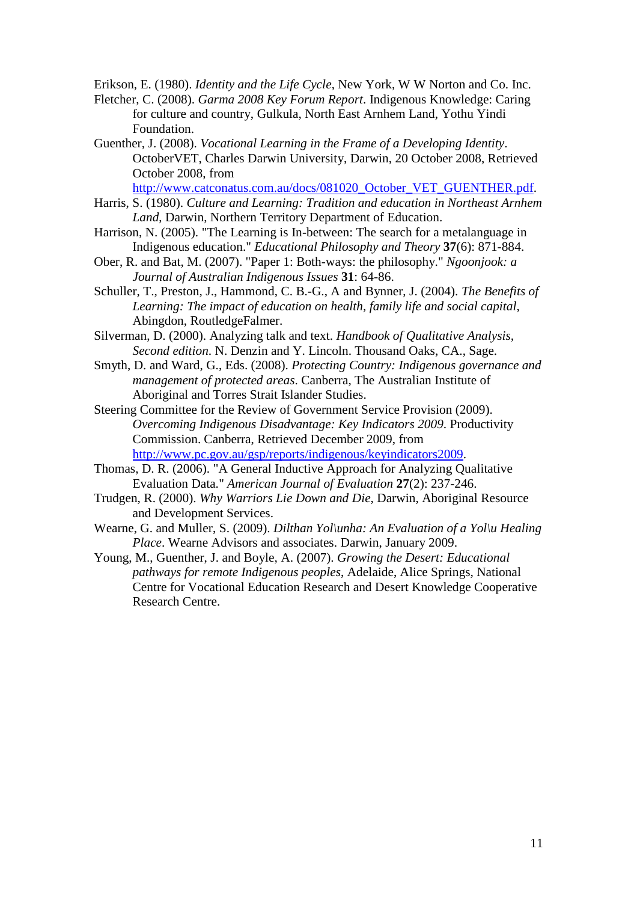Erikson, E. (1980). *Identity and the Life Cycle*, New York, W W Norton and Co. Inc.

Fletcher, C. (2008). *Garma 2008 Key Forum Report*. Indigenous Knowledge: Caring for culture and country, Gulkula, North East Arnhem Land, Yothu Yindi Foundation.

Guenther, J. (2008). *Vocational Learning in the Frame of a Developing Identity*. OctoberVET, Charles Darwin University, Darwin, 20 October 2008, Retrieved October 2008, from http://www.catconatus.com.au/docs/081020_October_VET_GUENTHER.pdf.

Harris, S. (1980). *Culture and Learning: Tradition and education in Northeast Arnhem Land*, Darwin, Northern Territory Department of Education.

Harrison, N. (2005). "The Learning is In-between: The search for a metalanguage in Indigenous education." *Educational Philosophy and Theory* **37**(6): 871-884.

Ober, R. and Bat, M. (2007). "Paper 1: Both-ways: the philosophy." *Ngoonjook: a Journal of Australian Indigenous Issues* **31**: 64-86.

Schuller, T., Preston, J., Hammond, C. B.-G., A and Bynner, J. (2004). *The Benefits of Learning: The impact of education on health, family life and social capital*, Abingdon, RoutledgeFalmer.

Silverman, D. (2000). Analyzing talk and text. *Handbook of Qualitative Analysis, Second edition*. N. Denzin and Y. Lincoln. Thousand Oaks, CA., Sage.

Smyth, D. and Ward, G., Eds. (2008). *Protecting Country: Indigenous governance and management of protected areas*. Canberra, The Australian Institute of Aboriginal and Torres Strait Islander Studies.

Steering Committee for the Review of Government Service Provision (2009). *Overcoming Indigenous Disadvantage: Key Indicators 2009*. Productivity Commission. Canberra, Retrieved December 2009, from http://www.pc.gov.au/gsp/reports/indigenous/keyindicators2009.

Thomas, D. R. (2006). "A General Inductive Approach for Analyzing Qualitative Evaluation Data." *American Journal of Evaluation* **27**(2): 237-246.

Trudgen, R. (2000). *Why Warriors Lie Down and Die*, Darwin, Aboriginal Resource and Development Services.

Wearne, G. and Muller, S. (2009). *Dilthan Yol\unha: An Evaluation of a Yol\u Healing Place*. Wearne Advisors and associates. Darwin, January 2009.

Young, M., Guenther, J. and Boyle, A. (2007). *Growing the Desert: Educational pathways for remote Indigenous peoples*, Adelaide, Alice Springs, National Centre for Vocational Education Research and Desert Knowledge Cooperative Research Centre.